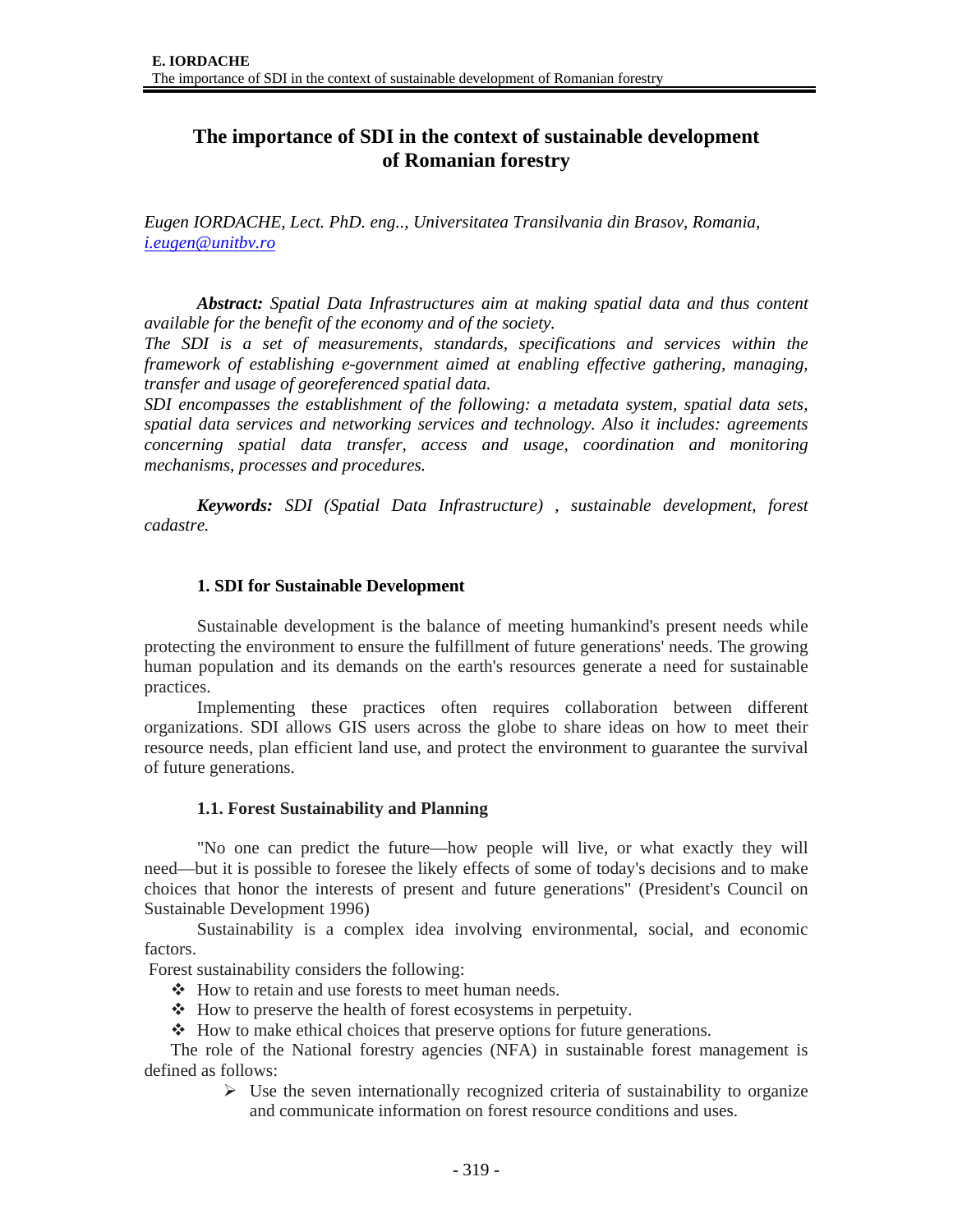# The importance of SDI in the context of sustainable development of Romanian forestry

*Eugen IORDACHE, Lect. PhD. eng.., Universitatea Transilvania din Brasov, Romania, [i.eugen@unitbv.ro](mailto:i.eugen@unitbv.ro)*

***Abstract:*** *Spatial Data Infrastructures aim at making spatial data and thus content available for the benefit of the economy and of the society.*
*The SDI is a set of measurements, standards, specifications and services within the framework of establishing e-government aimed at enabling effective gathering, managing, transfer and usage of georeferenced spatial data.*
*SDI encompasses the establishment of the following: a metadata system, spatial data sets, spatial data services and networking services and technology. Also it includes: agreements concerning spatial data transfer, access and usage, coordination and monitoring mechanisms, processes and procedures.*

***Keywords:*** *SDI (Spatial Data Infrastructure) , sustainable development, forest cadastre.*

## 1. SDI for Sustainable Development

Sustainable development is the balance of meeting humankind's present needs while protecting the environment to ensure the fulfillment of future generations' needs. The growing human population and its demands on the earth's resources generate a need for sustainable practices.

Implementing these practices often requires collaboration between different organizations. SDI allows GIS users across the globe to share ideas on how to meet their resource needs, plan efficient land use, and protect the environment to guarantee the survival of future generations.

### 1.1. Forest Sustainability and Planning

"No one can predict the future—how people will live, or what exactly they will need—but it is possible to foresee the likely effects of some of today's decisions and to make choices that honor the interests of present and future generations" (President's Council on Sustainable Development 1996)

Sustainability is a complex idea involving environmental, social, and economic factors.

Forest sustainability considers the following:

- How to retain and use forests to meet human needs.
- How to preserve the health of forest ecosystems in perpetuity.
- How to make ethical choices that preserve options for future generations.

The role of the National forestry agencies (NFA) in sustainable forest management is defined as follows:

- Use the seven internationally recognized criteria of sustainability to organize and communicate information on forest resource conditions and uses.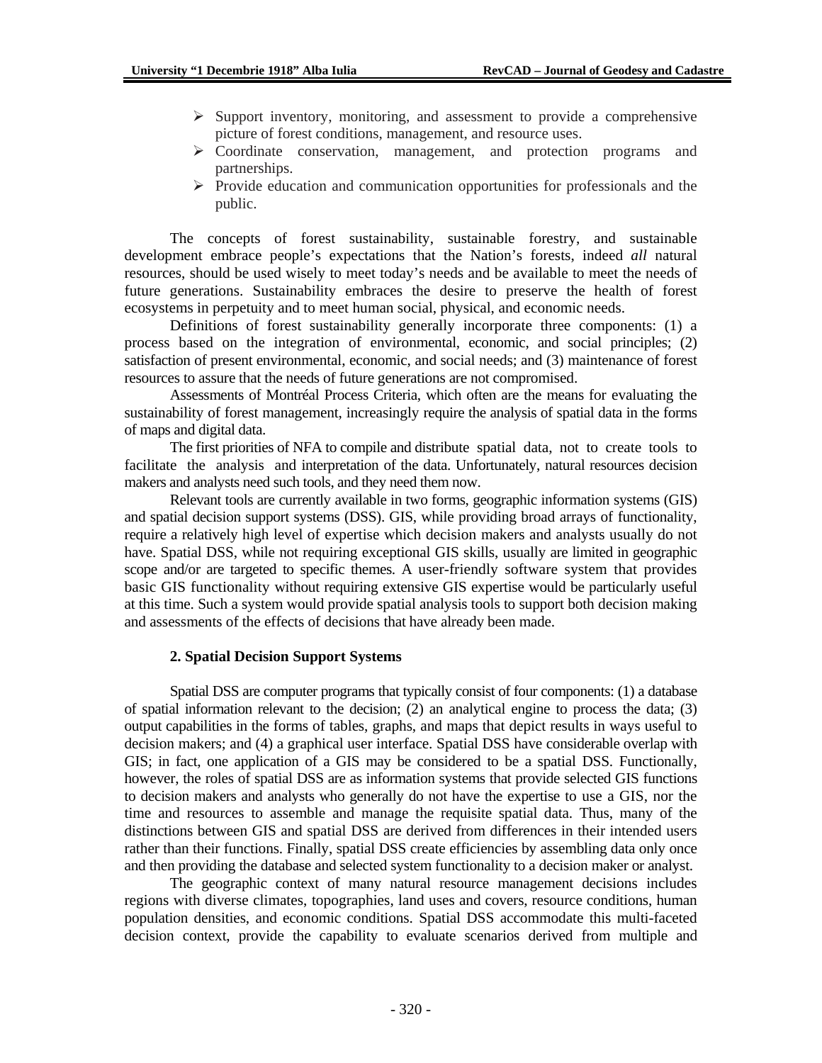- Support inventory, monitoring, and assessment to provide a comprehensive picture of forest conditions, management, and resource uses.
- Coordinate conservation, management, and protection programs and partnerships.
- Provide education and communication opportunities for professionals and the public.

The concepts of forest sustainability, sustainable forestry, and sustainable development embrace people's expectations that the Nation's forests, indeed *all* natural resources, should be used wisely to meet today's needs and be available to meet the needs of future generations. Sustainability embraces the desire to preserve the health of forest ecosystems in perpetuity and to meet human social, physical, and economic needs.

Definitions of forest sustainability generally incorporate three components: (1) a process based on the integration of environmental, economic, and social principles; (2) satisfaction of present environmental, economic, and social needs; and (3) maintenance of forest resources to assure that the needs of future generations are not compromised.

Assessments of Montréal Process Criteria, which often are the means for evaluating the sustainability of forest management, increasingly require the analysis of spatial data in the forms of maps and digital data.

The first priorities of NFA to compile and distribute spatial data, not to create tools to facilitate the analysis and interpretation of the data. Unfortunately, natural resources decision makers and analysts need such tools, and they need them now.

Relevant tools are currently available in two forms, geographic information systems (GIS) and spatial decision support systems (DSS). GIS, while providing broad arrays of functionality, require a relatively high level of expertise which decision makers and analysts usually do not have. Spatial DSS, while not requiring exceptional GIS skills, usually are limited in geographic scope and/or are targeted to specific themes. A user-friendly software system that provides basic GIS functionality without requiring extensive GIS expertise would be particularly useful at this time. Such a system would provide spatial analysis tools to support both decision making and assessments of the effects of decisions that have already been made.

## 2. Spatial Decision Support Systems

Spatial DSS are computer programs that typically consist of four components: (1) a database of spatial information relevant to the decision; (2) an analytical engine to process the data; (3) output capabilities in the forms of tables, graphs, and maps that depict results in ways useful to decision makers; and (4) a graphical user interface. Spatial DSS have considerable overlap with GIS; in fact, one application of a GIS may be considered to be a spatial DSS. Functionally, however, the roles of spatial DSS are as information systems that provide selected GIS functions to decision makers and analysts who generally do not have the expertise to use a GIS, nor the time and resources to assemble and manage the requisite spatial data. Thus, many of the distinctions between GIS and spatial DSS are derived from differences in their intended users rather than their functions. Finally, spatial DSS create efficiencies by assembling data only once and then providing the database and selected system functionality to a decision maker or analyst.

The geographic context of many natural resource management decisions includes regions with diverse climates, topographies, land uses and covers, resource conditions, human population densities, and economic conditions. Spatial DSS accommodate this multi-faceted decision context, provide the capability to evaluate scenarios derived from multiple and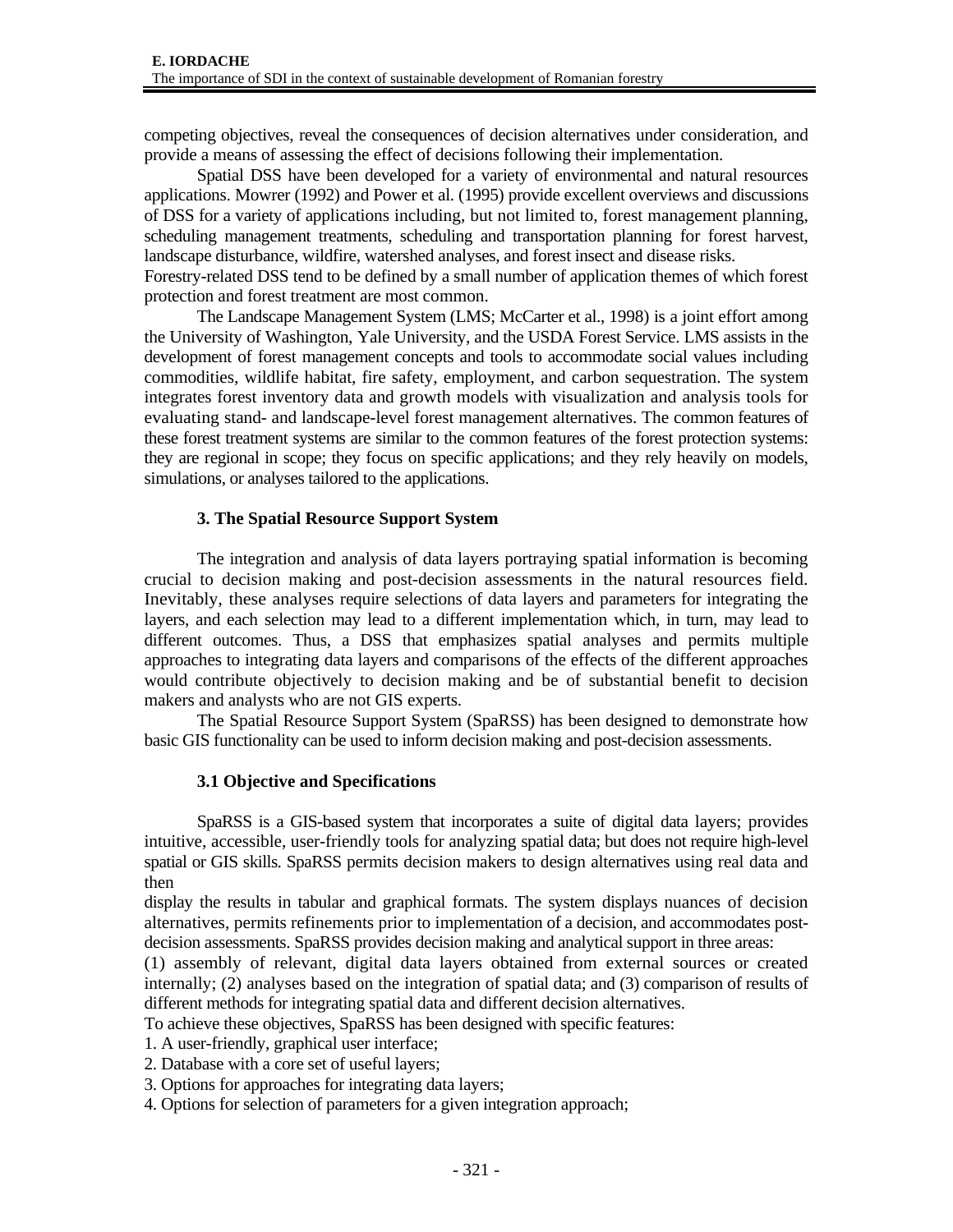competing objectives, reveal the consequences of decision alternatives under consideration, and provide a means of assessing the effect of decisions following their implementation.

Spatial DSS have been developed for a variety of environmental and natural resources applications. Mowrer (1992) and Power et al. (1995) provide excellent overviews and discussions of DSS for a variety of applications including, but not limited to, forest management planning, scheduling management treatments, scheduling and transportation planning for forest harvest, landscape disturbance, wildfire, watershed analyses, and forest insect and disease risks.

Forestry-related DSS tend to be defined by a small number of application themes of which forest protection and forest treatment are most common.

The Landscape Management System (LMS; McCarter et al., 1998) is a joint effort among the University of Washington, Yale University, and the USDA Forest Service. LMS assists in the development of forest management concepts and tools to accommodate social values including commodities, wildlife habitat, fire safety, employment, and carbon sequestration. The system integrates forest inventory data and growth models with visualization and analysis tools for evaluating stand- and landscape-level forest management alternatives. The common features of these forest treatment systems are similar to the common features of the forest protection systems: they are regional in scope; they focus on specific applications; and they rely heavily on models, simulations, or analyses tailored to the applications.

## 3. The Spatial Resource Support System

The integration and analysis of data layers portraying spatial information is becoming crucial to decision making and post-decision assessments in the natural resources field. Inevitably, these analyses require selections of data layers and parameters for integrating the layers, and each selection may lead to a different implementation which, in turn, may lead to different outcomes. Thus, a DSS that emphasizes spatial analyses and permits multiple approaches to integrating data layers and comparisons of the effects of the different approaches would contribute objectively to decision making and be of substantial benefit to decision makers and analysts who are not GIS experts.

The Spatial Resource Support System (SpaRSS) has been designed to demonstrate how basic GIS functionality can be used to inform decision making and post-decision assessments.

### 3.1 Objective and Specifications

SpaRSS is a GIS-based system that incorporates a suite of digital data layers; provides intuitive, accessible, user-friendly tools for analyzing spatial data; but does not require high-level spatial or GIS skills. SpaRSS permits decision makers to design alternatives using real data and then

display the results in tabular and graphical formats. The system displays nuances of decision alternatives, permits refinements prior to implementation of a decision, and accommodates post-decision assessments. SpaRSS provides decision making and analytical support in three areas:

(1) assembly of relevant, digital data layers obtained from external sources or created internally; (2) analyses based on the integration of spatial data; and (3) comparison of results of different methods for integrating spatial data and different decision alternatives.

To achieve these objectives, SpaRSS has been designed with specific features:

1. A user-friendly, graphical user interface;
2. Database with a core set of useful layers;
3. Options for approaches for integrating data layers;
4. Options for selection of parameters for a given integration approach;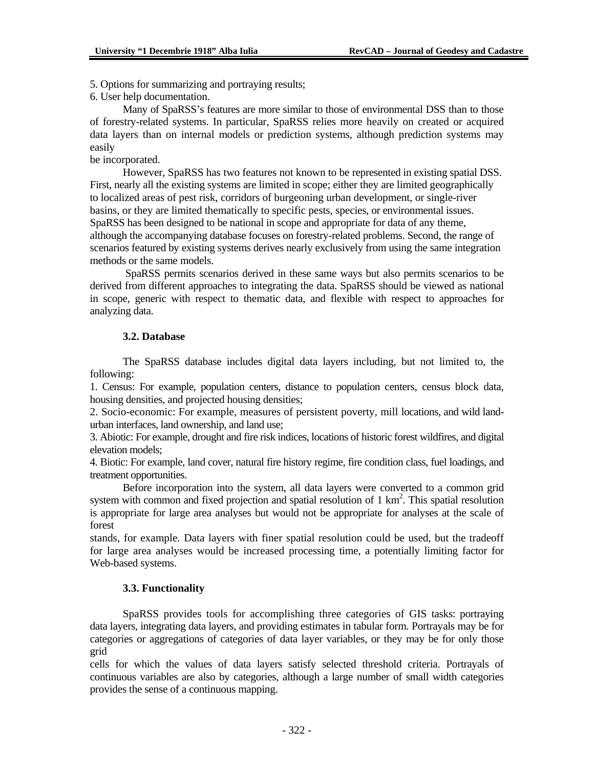5. Options for summarizing and portraying results;
6. User help documentation.

Many of SpaRSS's features are more similar to those of environmental DSS than to those of forestry-related systems. In particular, SpaRSS relies more heavily on created or acquired data layers than on internal models or prediction systems, although prediction systems may easily be incorporated.

However, SpaRSS has two features not known to be represented in existing spatial DSS. First, nearly all the existing systems are limited in scope; either they are limited geographically to localized areas of pest risk, corridors of burgeoning urban development, or single-river basins, or they are limited thematically to specific pests, species, or environmental issues. SpaRSS has been designed to be national in scope and appropriate for data of any theme, although the accompanying database focuses on forestry-related problems. Second, the range of scenarios featured by existing systems derives nearly exclusively from using the same integration methods or the same models.

SpaRSS permits scenarios derived in these same ways but also permits scenarios to be derived from different approaches to integrating the data. SpaRSS should be viewed as national in scope, generic with respect to thematic data, and flexible with respect to approaches for analyzing data.

### 3.2. Database

The SpaRSS database includes digital data layers including, but not limited to, the following:

1. Census: For example, population centers, distance to population centers, census block data, housing densities, and projected housing densities;
2. Socio-economic: For example, measures of persistent poverty, mill locations, and wild land-urban interfaces, land ownership, and land use;
3. Abiotic: For example, drought and fire risk indices, locations of historic forest wildfires, and digital elevation models;
4. Biotic: For example, land cover, natural fire history regime, fire condition class, fuel loadings, and treatment opportunities.

Before incorporation into the system, all data layers were converted to a common grid system with common and fixed projection and spatial resolution of 1 $km^2$. This spatial resolution is appropriate for large area analyses but would not be appropriate for analyses at the scale of forest stands, for example. Data layers with finer spatial resolution could be used, but the tradeoff for large area analyses would be increased processing time, a potentially limiting factor for Web-based systems.

### 3.3. Functionality

SpaRSS provides tools for accomplishing three categories of GIS tasks: portraying data layers, integrating data layers, and providing estimates in tabular form. Portrayals may be for categories or aggregations of categories of data layer variables, or they may be for only those grid cells for which the values of data layers satisfy selected threshold criteria. Portrayals of continuous variables are also by categories, although a large number of small width categories provides the sense of a continuous mapping.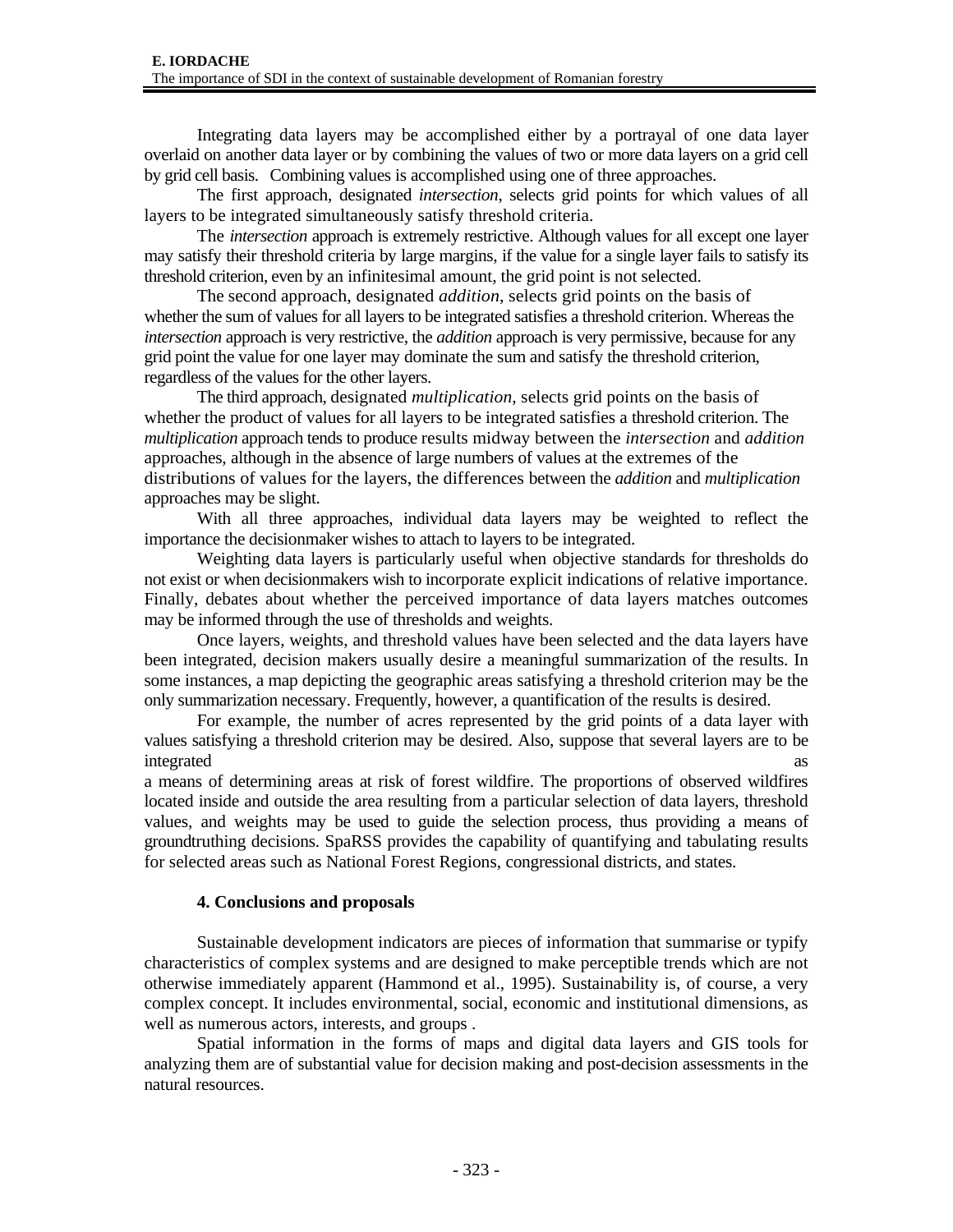Integrating data layers may be accomplished either by a portrayal of one data layer overlaid on another data layer or by combining the values of two or more data layers on a grid cell by grid cell basis. Combining values is accomplished using one of three approaches.

The first approach, designated *intersection*, selects grid points for which values of all layers to be integrated simultaneously satisfy threshold criteria.

The *intersection* approach is extremely restrictive. Although values for all except one layer may satisfy their threshold criteria by large margins, if the value for a single layer fails to satisfy its threshold criterion, even by an infinitesimal amount, the grid point is not selected.

The second approach, designated *addition*, selects grid points on the basis of whether the sum of values for all layers to be integrated satisfies a threshold criterion. Whereas the *intersection* approach is very restrictive, the *addition* approach is very permissive, because for any grid point the value for one layer may dominate the sum and satisfy the threshold criterion, regardless of the values for the other layers.

The third approach, designated *multiplication*, selects grid points on the basis of whether the product of values for all layers to be integrated satisfies a threshold criterion. The *multiplication* approach tends to produce results midway between the *intersection* and *addition* approaches, although in the absence of large numbers of values at the extremes of the distributions of values for the layers, the differences between the *addition* and *multiplication* approaches may be slight.

With all three approaches, individual data layers may be weighted to reflect the importance the decisionmaker wishes to attach to layers to be integrated.

Weighting data layers is particularly useful when objective standards for thresholds do not exist or when decisionmakers wish to incorporate explicit indications of relative importance. Finally, debates about whether the perceived importance of data layers matches outcomes may be informed through the use of thresholds and weights.

Once layers, weights, and threshold values have been selected and the data layers have been integrated, decision makers usually desire a meaningful summarization of the results. In some instances, a map depicting the geographic areas satisfying a threshold criterion may be the only summarization necessary. Frequently, however, a quantification of the results is desired.

For example, the number of acres represented by the grid points of a data layer with values satisfying a threshold criterion may be desired. Also, suppose that several layers are to be integrated as a means of determining areas at risk of forest wildfire. The proportions of observed wildfires located inside and outside the area resulting from a particular selection of data layers, threshold values, and weights may be used to guide the selection process, thus providing a means of groundtruthing decisions. SpaRSS provides the capability of quantifying and tabulating results for selected areas such as National Forest Regions, congressional districts, and states.

## 4. Conclusions and proposals

Sustainable development indicators are pieces of information that summarise or typify characteristics of complex systems and are designed to make perceptible trends which are not otherwise immediately apparent (Hammond et al., 1995). Sustainability is, of course, a very complex concept. It includes environmental, social, economic and institutional dimensions, as well as numerous actors, interests, and groups .

Spatial information in the forms of maps and digital data layers and GIS tools for analyzing them are of substantial value for decision making and post-decision assessments in the natural resources.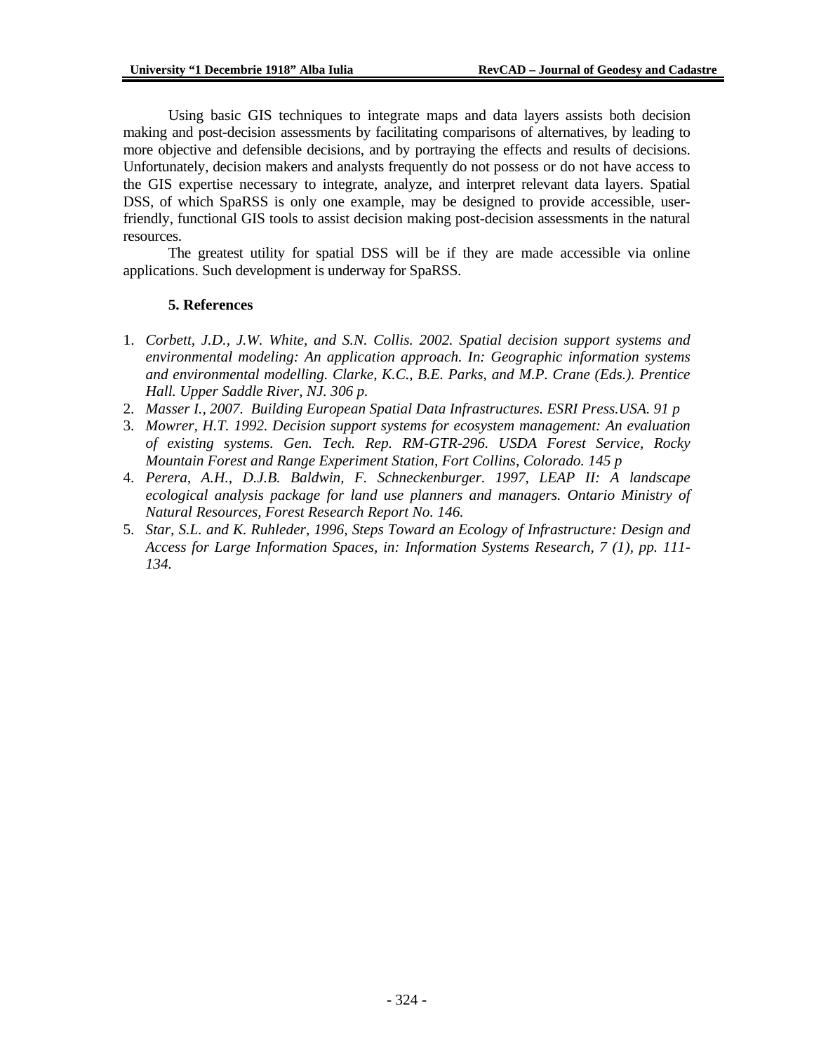Using basic GIS techniques to integrate maps and data layers assists both decision making and post-decision assessments by facilitating comparisons of alternatives, by leading to more objective and defensible decisions, and by portraying the effects and results of decisions. Unfortunately, decision makers and analysts frequently do not possess or do not have access to the GIS expertise necessary to integrate, analyze, and interpret relevant data layers. Spatial DSS, of which SpaRSS is only one example, may be designed to provide accessible, user-friendly, functional GIS tools to assist decision making post-decision assessments in the natural resources.

The greatest utility for spatial DSS will be if they are made accessible via online applications. Such development is underway for SpaRSS.

## 5. References

1. *Corbett, J.D., J.W. White, and S.N. Collis. 2002. Spatial decision support systems and environmental modeling: An application approach. In: Geographic information systems and environmental modelling. Clarke, K.C., B.E. Parks, and M.P. Crane (Eds.). Prentice Hall. Upper Saddle River, NJ. 306 p.*
2. *Masser I., 2007. Building European Spatial Data Infrastructures. ESRI Press.USA. 91 p*
3. *Mowrer, H.T. 1992. Decision support systems for ecosystem management: An evaluation of existing systems. Gen. Tech. Rep. RM-GTR-296. USDA Forest Service, Rocky Mountain Forest and Range Experiment Station, Fort Collins, Colorado. 145 p*
4. *Perera, A.H., D.J.B. Baldwin, F. Schneckenburger. 1997, LEAP II: A landscape ecological analysis package for land use planners and managers. Ontario Ministry of Natural Resources, Forest Research Report No. 146.*
5. *Star, S.L. and K. Ruhleder, 1996, Steps Toward an Ecology of Infrastructure: Design and Access for Large Information Spaces, in: Information Systems Research, 7 (1), pp. 111-134.*